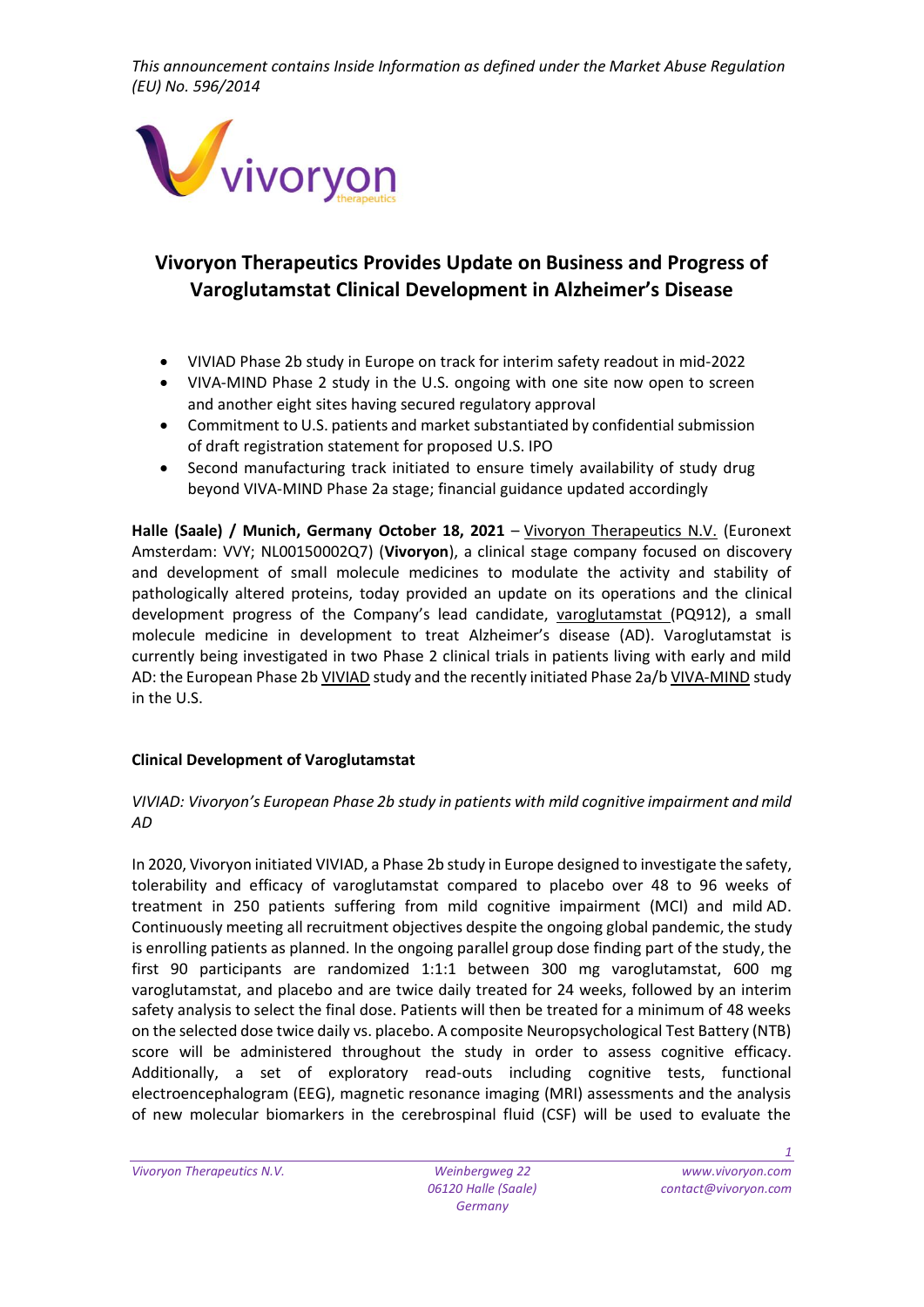*This announcement contains Inside Information as defined under the Market Abuse Regulation (EU) No. 596/2014*

# Vivoryon Therapeutics Provides Update on Business and Progress of Varoglutamstat Clinical Development in Alzheimer's Disease

- VIVIAD Phase 2b study in Europe on track for interim safety readout in mid-2022
- VIVA-MIND Phase 2 study in the U.S. ongoing with one site now open to screen and another eight sites having secured regulatory approval
- Commitment to U.S. patients and market substantiated by confidential submission of draft registration statement for proposed U.S. IPO
- Second manufacturing track initiated to ensure timely availability of study drug beyond VIVA-MIND Phase 2a stage; financial guidance updated accordingly

**Halle (Saale) / Munich, Germany October 18, 2021** – Vivoryon Therapeutics N.V. (Euronext Amsterdam: VVY; NL00150002Q7) (**Vivoryon**), a clinical stage company focused on discovery and development of small molecule medicines to modulate the activity and stability of pathologically altered proteins, today provided an update on its operations and the clinical development progress of the Company's lead candidate, varoglutamstat (PQ912), a small molecule medicine in development to treat Alzheimer's disease (AD). Varoglutamstat is currently being investigated in two Phase 2 clinical trials in patients living with early and mild AD: the European Phase 2b VIVIAD study and the recently initiated Phase 2a/b VIVA-MIND study in the U.S.

## Clinical Development of Varoglutamstat

*VIVIAD: Vivoryon's European Phase 2b study in patients with mild cognitive impairment and mild AD*

In 2020, Vivoryon initiated VIVIAD, a Phase 2b study in Europe designed to investigate the safety, tolerability and efficacy of varoglutamstat compared to placebo over 48 to 96 weeks of treatment in 250 patients suffering from mild cognitive impairment (MCI) and mild AD. Continuously meeting all recruitment objectives despite the ongoing global pandemic, the study is enrolling patients as planned. In the ongoing parallel group dose finding part of the study, the first 90 participants are randomized 1:1:1 between 300 mg varoglutamstat, 600 mg varoglutamstat, and placebo and are twice daily treated for 24 weeks, followed by an interim safety analysis to select the final dose. Patients will then be treated for a minimum of 48 weeks on the selected dose twice daily vs. placebo. A composite Neuropsychological Test Battery (NTB) score will be administered throughout the study in order to assess cognitive efficacy. Additionally, a set of exploratory read-outs including cognitive tests, functional electroencephalogram (EEG), magnetic resonance imaging (MRI) assessments and the analysis of new molecular biomarkers in the cerebrospinal fluid (CSF) will be used to evaluate the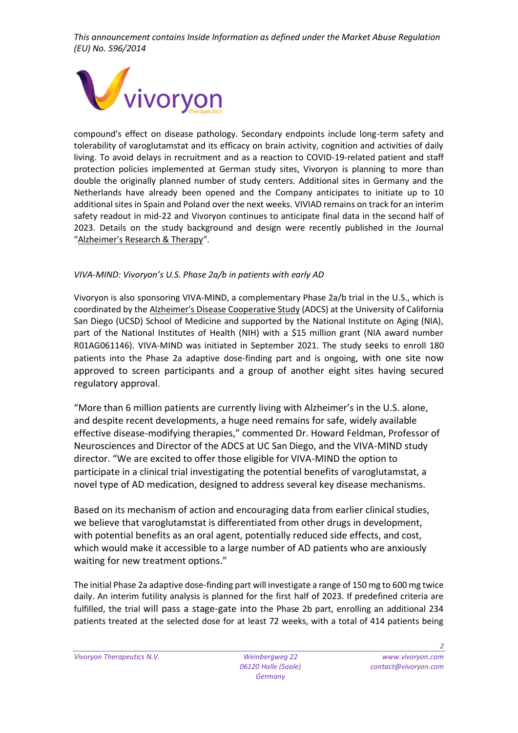compound's effect on disease pathology. Secondary endpoints include long-term safety and tolerability of varoglutamstat and its efficacy on brain activity, cognition and activities of daily living. To avoid delays in recruitment and as a reaction to COVID-19-related patient and staff protection policies implemented at German study sites, Vivoryon is planning to more than double the originally planned number of study centers. Additional sites in Germany and the Netherlands have already been opened and the Company anticipates to initiate up to 10 additional sites in Spain and Poland over the next weeks. VIVIAD remains on track for an interim safety readout in mid-22 and Vivoryon continues to anticipate final data in the second half of 2023. Details on the study background and design were recently published in the Journal "Alzheimer's Research & Therapy".

*VIVA-MIND: Vivoryon's U.S. Phase 2a/b in patients with early AD*

Vivoryon is also sponsoring VIVA-MIND, a complementary Phase 2a/b trial in the U.S., which is coordinated by the Alzheimer's Disease Cooperative Study (ADCS) at the University of California San Diego (UCSD) School of Medicine and supported by the National Institute on Aging (NIA), part of the National Institutes of Health (NIH) with a $15 million grant (NIA award number R01AG061146). VIVA-MIND was initiated in September 2021. The study seeks to enroll 180 patients into the Phase 2a adaptive dose-finding part and is ongoing, with one site now approved to screen participants and a group of another eight sites having secured regulatory approval.

"More than 6 million patients are currently living with Alzheimer's in the U.S. alone, and despite recent developments, a huge need remains for safe, widely available effective disease-modifying therapies," commented Dr. Howard Feldman, Professor of Neurosciences and Director of the ADCS at UC San Diego, and the VIVA-MIND study director. "We are excited to offer those eligible for VIVA-MIND the option to participate in a clinical trial investigating the potential benefits of varoglutamstat, a novel type of AD medication, designed to address several key disease mechanisms.

Based on its mechanism of action and encouraging data from earlier clinical studies, we believe that varoglutamstat is differentiated from other drugs in development, with potential benefits as an oral agent, potentially reduced side effects, and cost, which would make it accessible to a large number of AD patients who are anxiously waiting for new treatment options."

The initial Phase 2a adaptive dose-finding part will investigate a range of 150 mg to 600 mg twice daily. An interim futility analysis is planned for the first half of 2023. If predefined criteria are fulfilled, the trial will pass a stage-gate into the Phase 2b part, enrolling an additional 234 patients treated at the selected dose for at least 72 weeks, with a total of 414 patients being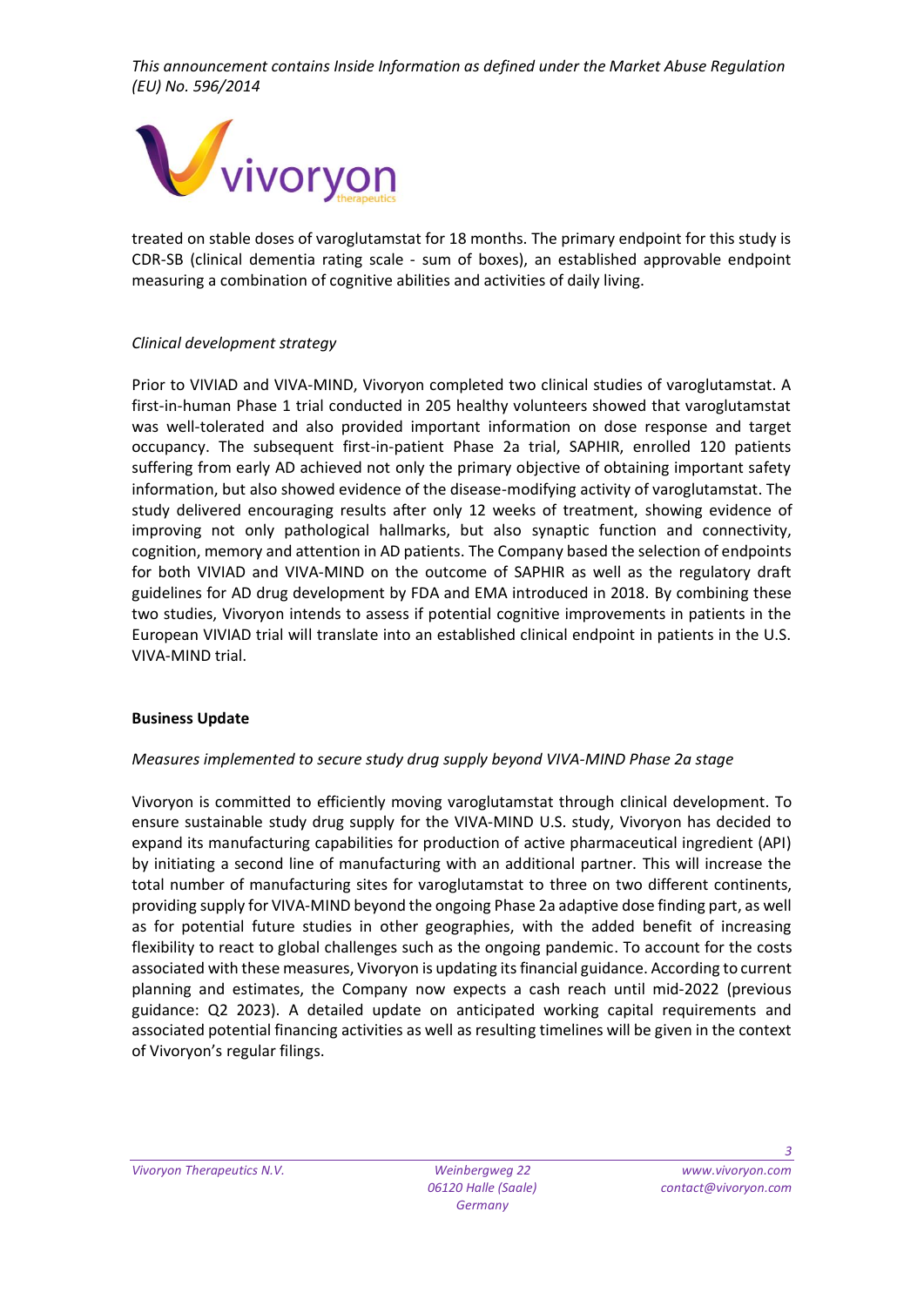treated on stable doses of varoglutamstat for 18 months. The primary endpoint for this study is CDR-SB (clinical dementia rating scale - sum of boxes), an established approvable endpoint measuring a combination of cognitive abilities and activities of daily living.

*Clinical development strategy*

Prior to VIVIAD and VIVA-MIND, Vivoryon completed two clinical studies of varoglutamstat. A first-in-human Phase 1 trial conducted in 205 healthy volunteers showed that varoglutamstat was well-tolerated and also provided important information on dose response and target occupancy. The subsequent first-in-patient Phase 2a trial, SAPHIR, enrolled 120 patients suffering from early AD achieved not only the primary objective of obtaining important safety information, but also showed evidence of the disease-modifying activity of varoglutamstat. The study delivered encouraging results after only 12 weeks of treatment, showing evidence of improving not only pathological hallmarks, but also synaptic function and connectivity, cognition, memory and attention in AD patients. The Company based the selection of endpoints for both VIVIAD and VIVA-MIND on the outcome of SAPHIR as well as the regulatory draft guidelines for AD drug development by FDA and EMA introduced in 2018. By combining these two studies, Vivoryon intends to assess if potential cognitive improvements in patients in the European VIVIAD trial will translate into an established clinical endpoint in patients in the U.S. VIVA-MIND trial.

**Business Update**

*Measures implemented to secure study drug supply beyond VIVA-MIND Phase 2a stage*

Vivoryon is committed to efficiently moving varoglutamstat through clinical development. To ensure sustainable study drug supply for the VIVA-MIND U.S. study, Vivoryon has decided to expand its manufacturing capabilities for production of active pharmaceutical ingredient (API) by initiating a second line of manufacturing with an additional partner. This will increase the total number of manufacturing sites for varoglutamstat to three on two different continents, providing supply for VIVA-MIND beyond the ongoing Phase 2a adaptive dose finding part, as well as for potential future studies in other geographies, with the added benefit of increasing flexibility to react to global challenges such as the ongoing pandemic. To account for the costs associated with these measures, Vivoryon is updating its financial guidance. According to current planning and estimates, the Company now expects a cash reach until mid-2022 (previous guidance: Q2 2023). A detailed update on anticipated working capital requirements and associated potential financing activities as well as resulting timelines will be given in the context of Vivoryon's regular filings.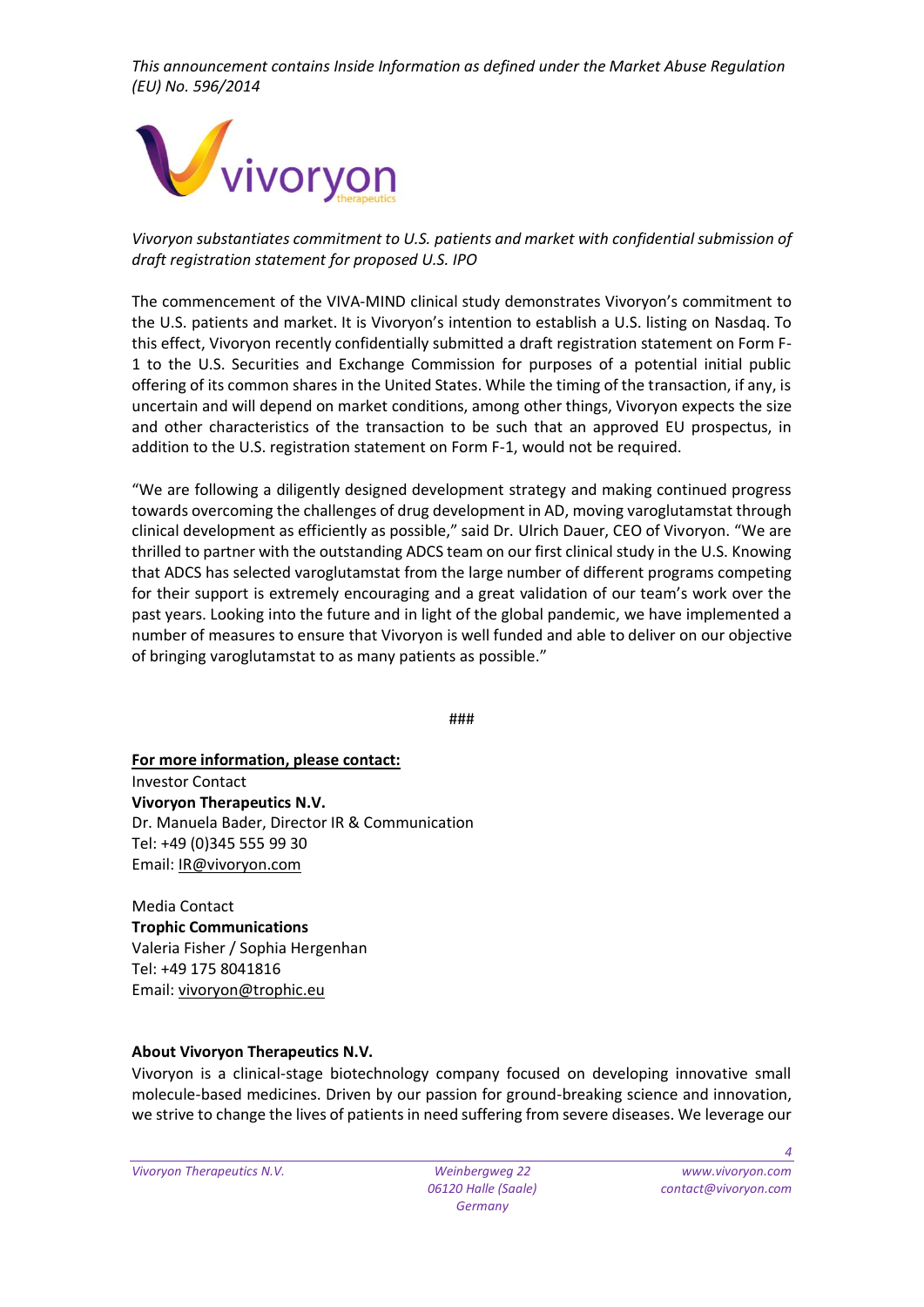*This announcement contains Inside Information as defined under the Market Abuse Regulation (EU) No. 596/2014*

*Vivoryon substantiates commitment to U.S. patients and market with confidential submission of draft registration statement for proposed U.S. IPO*

The commencement of the VIVA-MIND clinical study demonstrates Vivoryon's commitment to the U.S. patients and market. It is Vivoryon's intention to establish a U.S. listing on Nasdaq. To this effect, Vivoryon recently confidentially submitted a draft registration statement on Form F-1 to the U.S. Securities and Exchange Commission for purposes of a potential initial public offering of its common shares in the United States. While the timing of the transaction, if any, is uncertain and will depend on market conditions, among other things, Vivoryon expects the size and other characteristics of the transaction to be such that an approved EU prospectus, in addition to the U.S. registration statement on Form F-1, would not be required.

"We are following a diligently designed development strategy and making continued progress towards overcoming the challenges of drug development in AD, moving varoglutamstat through clinical development as efficiently as possible," said Dr. Ulrich Dauer, CEO of Vivoryon. "We are thrilled to partner with the outstanding ADCS team on our first clinical study in the U.S. Knowing that ADCS has selected varoglutamstat from the large number of different programs competing for their support is extremely encouraging and a great validation of our team's work over the past years. Looking into the future and in light of the global pandemic, we have implemented a number of measures to ensure that Vivoryon is well funded and able to deliver on our objective of bringing varoglutamstat to as many patients as possible."

###

**For more information, please contact:**

Investor Contact
**Vivoryon Therapeutics N.V.**
Dr. Manuela Bader, Director IR & Communication
Tel: +49 (0)345 555 99 30
Email: IR@vivoryon.com

Media Contact
**Trophic Communications**
Valeria Fisher / Sophia Hergenhan
Tel: +49 175 8041816
Email: vivoryon@trophic.eu

**About Vivoryon Therapeutics N.V.**

Vivoryon is a clinical-stage biotechnology company focused on developing innovative small molecule-based medicines. Driven by our passion for ground-breaking science and innovation, we strive to change the lives of patients in need suffering from severe diseases. We leverage our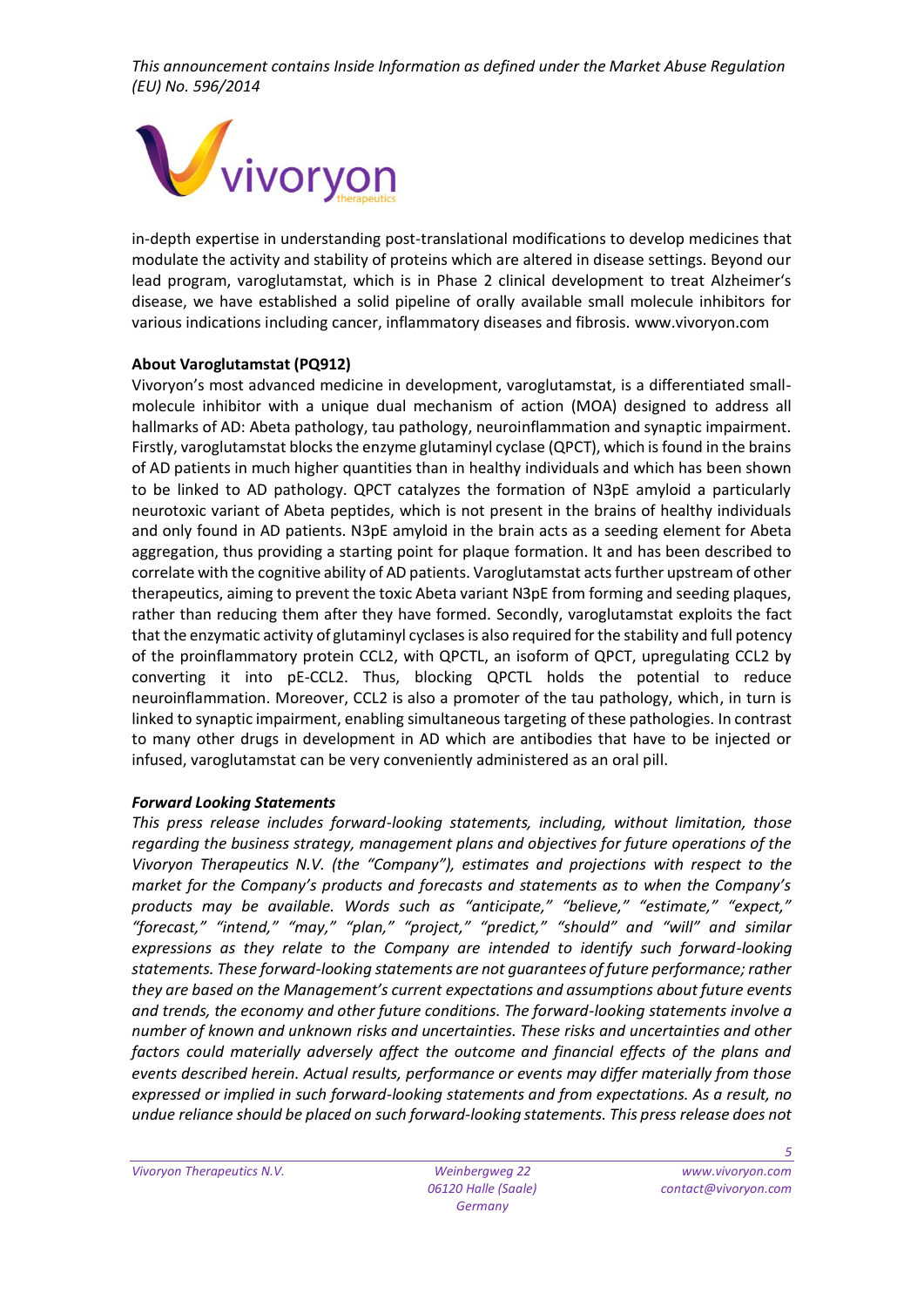*This announcement contains Inside Information as defined under the Market Abuse Regulation (EU) No. 596/2014*

in-depth expertise in understanding post-translational modifications to develop medicines that modulate the activity and stability of proteins which are altered in disease settings. Beyond our lead program, varoglutamstat, which is in Phase 2 clinical development to treat Alzheimer's disease, we have established a solid pipeline of orally available small molecule inhibitors for various indications including cancer, inflammatory diseases and fibrosis. www.vivoryon.com

**About Varoglutamstat (PQ912)**

Vivoryon's most advanced medicine in development, varoglutamstat, is a differentiated small-molecule inhibitor with a unique dual mechanism of action (MOA) designed to address all hallmarks of AD: Abeta pathology, tau pathology, neuroinflammation and synaptic impairment. Firstly, varoglutamstat blocks the enzyme glutaminyl cyclase (QPCT), which is found in the brains of AD patients in much higher quantities than in healthy individuals and which has been shown to be linked to AD pathology. QPCT catalyzes the formation of N3pE amyloid a particularly neurotoxic variant of Abeta peptides, which is not present in the brains of healthy individuals and only found in AD patients. N3pE amyloid in the brain acts as a seeding element for Abeta aggregation, thus providing a starting point for plaque formation. It and has been described to correlate with the cognitive ability of AD patients. Varoglutamstat acts further upstream of other therapeutics, aiming to prevent the toxic Abeta variant N3pE from forming and seeding plaques, rather than reducing them after they have formed. Secondly, varoglutamstat exploits the fact that the enzymatic activity of glutaminyl cyclases is also required for the stability and full potency of the proinflammatory protein CCL2, with QPCTL, an isoform of QPCT, upregulating CCL2 by converting it into pE-CCL2. Thus, blocking QPCTL holds the potential to reduce neuroinflammation. Moreover, CCL2 is also a promoter of the tau pathology, which, in turn is linked to synaptic impairment, enabling simultaneous targeting of these pathologies. In contrast to many other drugs in development in AD which are antibodies that have to be injected or infused, varoglutamstat can be very conveniently administered as an oral pill.

***Forward Looking Statements***

*This press release includes forward-looking statements, including, without limitation, those regarding the business strategy, management plans and objectives for future operations of the Vivoryon Therapeutics N.V. (the "Company"), estimates and projections with respect to the market for the Company's products and forecasts and statements as to when the Company's products may be available. Words such as "anticipate," "believe," "estimate," "expect," "forecast," "intend," "may," "plan," "project," "predict," "should" and "will" and similar expressions as they relate to the Company are intended to identify such forward-looking statements. These forward-looking statements are not guarantees of future performance; rather they are based on the Management's current expectations and assumptions about future events and trends, the economy and other future conditions. The forward-looking statements involve a number of known and unknown risks and uncertainties. These risks and uncertainties and other factors could materially adversely affect the outcome and financial effects of the plans and events described herein. Actual results, performance or events may differ materially from those expressed or implied in such forward-looking statements and from expectations. As a result, no undue reliance should be placed on such forward-looking statements. This press release does not*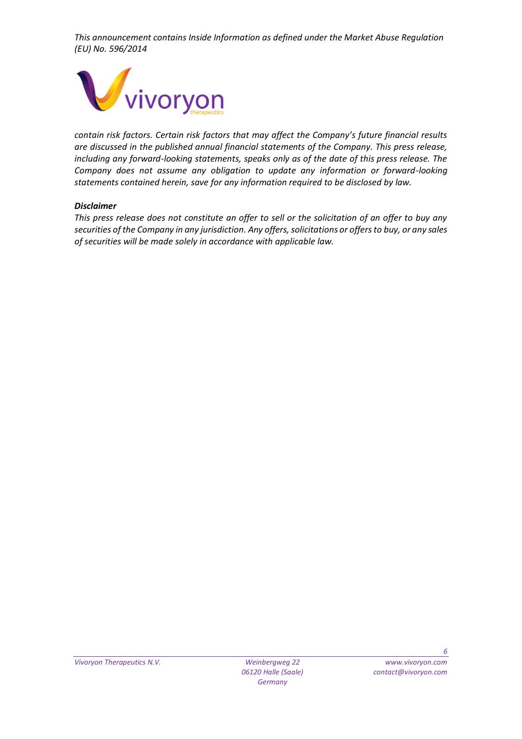*contain risk factors. Certain risk factors that may affect the Company's future financial results are discussed in the published annual financial statements of the Company. This press release, including any forward-looking statements, speaks only as of the date of this press release. The Company does not assume any obligation to update any information or forward-looking statements contained herein, save for any information required to be disclosed by law.*

***Disclaimer***

*This press release does not constitute an offer to sell or the solicitation of an offer to buy any securities of the Company in any jurisdiction. Any offers, solicitations or offers to buy, or any sales of securities will be made solely in accordance with applicable law.*